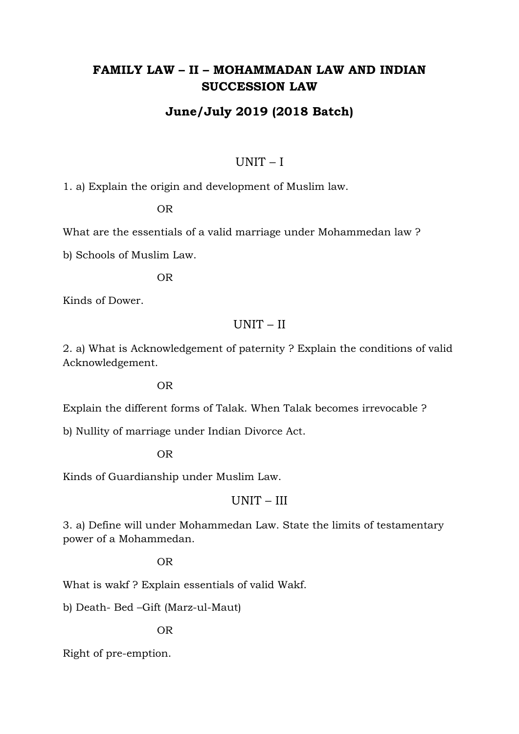# FAMILY LAW – II – MOHAMMADAN LAW AND INDIAN SUCCESSION LAW

## June/July 2019 (2018 Batch)

### UNIT – I

1. a) Explain the origin and development of Muslim law.

OR

What are the essentials of a valid marriage under Mohammedan law ?

b) Schools of Muslim Law.

OR

Kinds of Dower.

### UNIT – II

2. a) What is Acknowledgement of paternity ? Explain the conditions of valid Acknowledgement.

OR

Explain the different forms of Talak. When Talak becomes irrevocable ?

b) Nullity of marriage under Indian Divorce Act.

OR

Kinds of Guardianship under Muslim Law.

### UNIT – III

3. a) Define will under Mohammedan Law. State the limits of testamentary power of a Mohammedan.

OR

What is wakf ? Explain essentials of valid Wakf.

b) Death- Bed –Gift (Marz-ul-Maut)

OR

Right of pre-emption.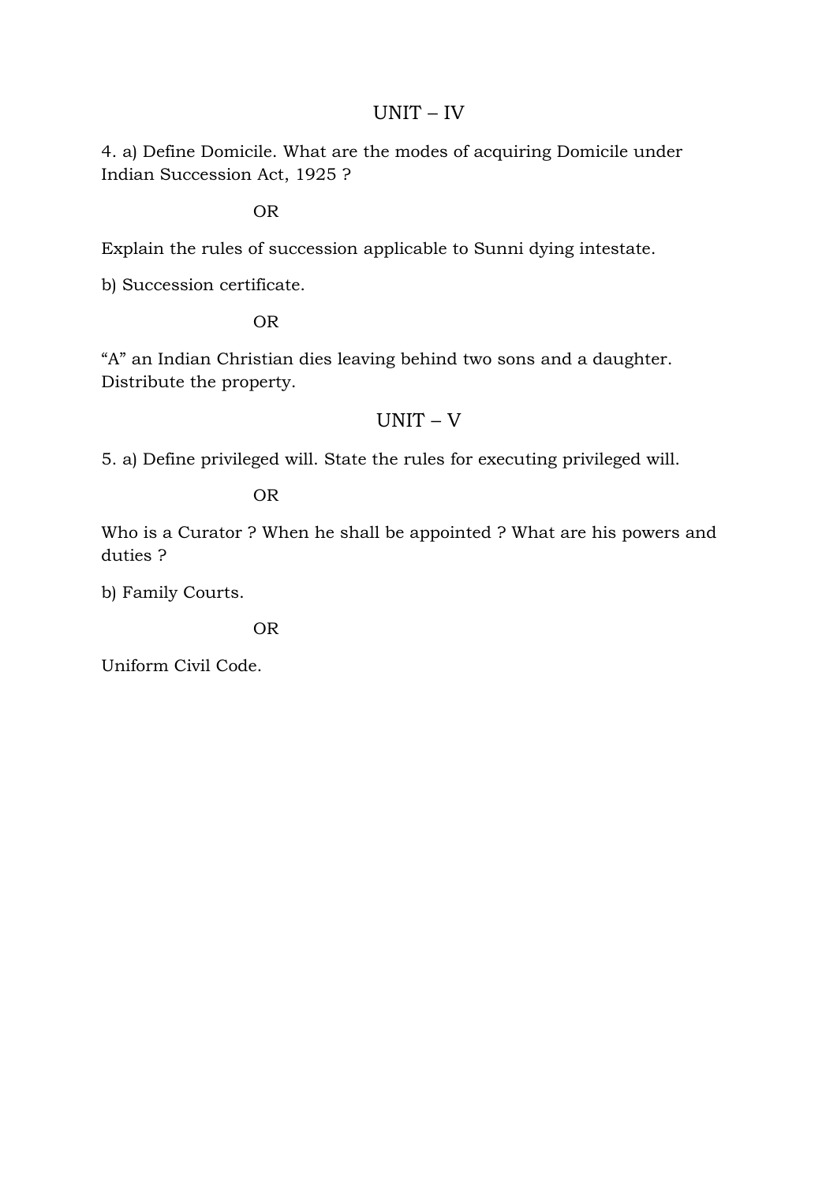## UNIT – IV

4. a) Define Domicile. What are the modes of acquiring Domicile under Indian Succession Act, 1925 ?

OR

Explain the rules of succession applicable to Sunni dying intestate.

b) Succession certificate.

OR

"A" an Indian Christian dies leaving behind two sons and a daughter. Distribute the property.

## UNIT – V

5. a) Define privileged will. State the rules for executing privileged will.

OR

Who is a Curator ? When he shall be appointed ? What are his powers and duties ?

b) Family Courts.

OR

Uniform Civil Code.